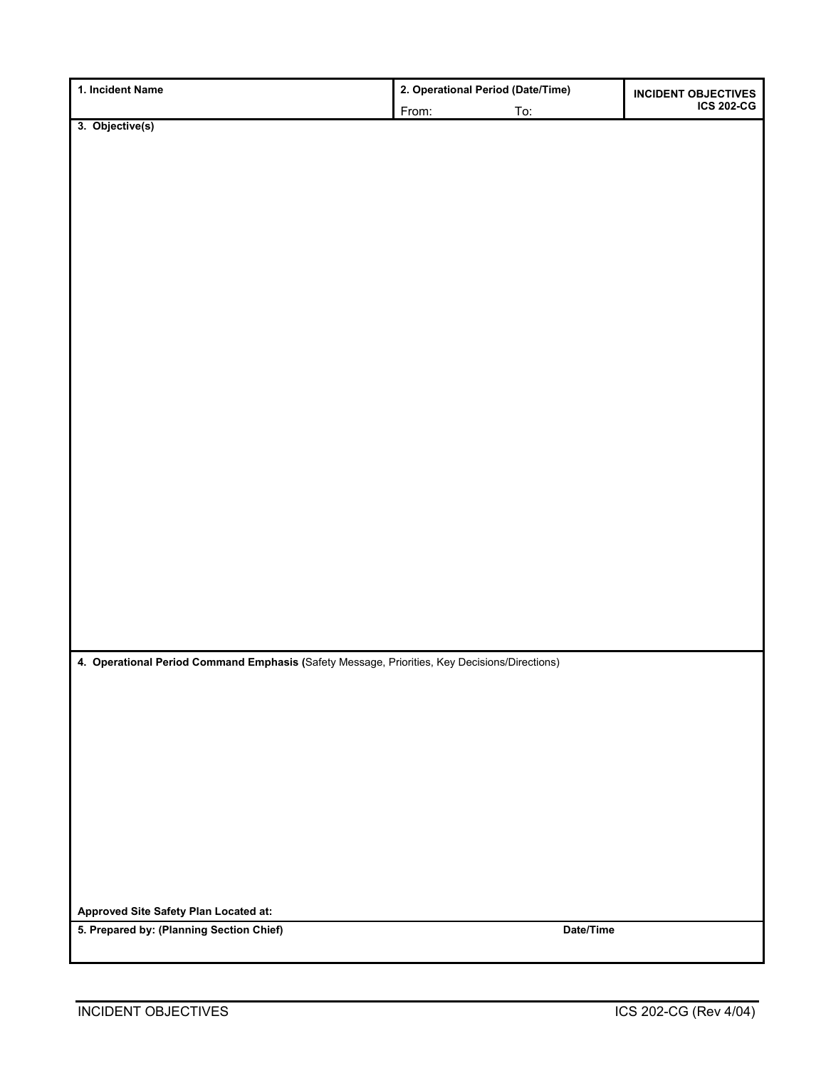| 1. Incident Name | 2. Operational Period (Date/Time) From: To: | INCIDENT OBJECTIVES ICS 202-CG |
| --- | --- | --- |

**3. Objective(s)**

**4. Operational Period Command Emphasis (**Safety Message, Priorities, Key Decisions/Directions)

**Approved Site Safety Plan Located at:**

| 5. Prepared by: (Planning Section Chief) | Date/Time |
| --- | --- |
| | |

INCIDENT OBJECTIVES ICS 202-CG (Rev 4/04)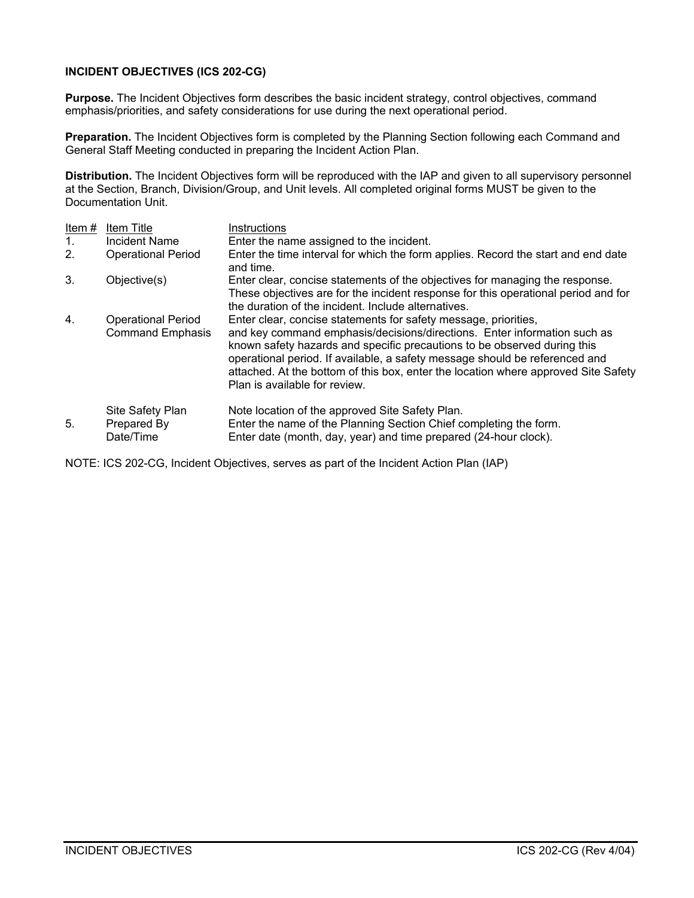**INCIDENT OBJECTIVES (ICS 202-CG)**

**Purpose.** The Incident Objectives form describes the basic incident strategy, control objectives, command emphasis/priorities, and safety considerations for use during the next operational period.

**Preparation.** The Incident Objectives form is completed by the Planning Section following each Command and General Staff Meeting conducted in preparing the Incident Action Plan.

**Distribution.** The Incident Objectives form will be reproduced with the IAP and given to all supervisory personnel at the Section, Branch, Division/Group, and Unit levels. All completed original forms MUST be given to the Documentation Unit.

| Item # | Item Title | Instructions |
|---|---|---|
| 1. | Incident Name | Enter the name assigned to the incident. |
| 2. | Operational Period | Enter the time interval for which the form applies. Record the start and end date and time. |
| 3. | Objective(s) | Enter clear, concise statements of the objectives for managing the response. These objectives are for the incident response for this operational period and for the duration of the incident. Include alternatives. |
| 4. | Operational Period Command Emphasis | Enter clear, concise statements for safety message, priorities, and key command emphasis/decisions/directions. Enter information such as known safety hazards and specific precautions to be observed during this operational period. If available, a safety message should be referenced and attached. At the bottom of this box, enter the location where approved Site Safety Plan is available for review. |
| | Site Safety Plan | Note location of the approved Site Safety Plan. |
| 5. | Prepared By | Enter the name of the Planning Section Chief completing the form. |
| | Date/Time | Enter date (month, day, year) and time prepared (24-hour clock). |

NOTE: ICS 202-CG, Incident Objectives, serves as part of the Incident Action Plan (IAP)